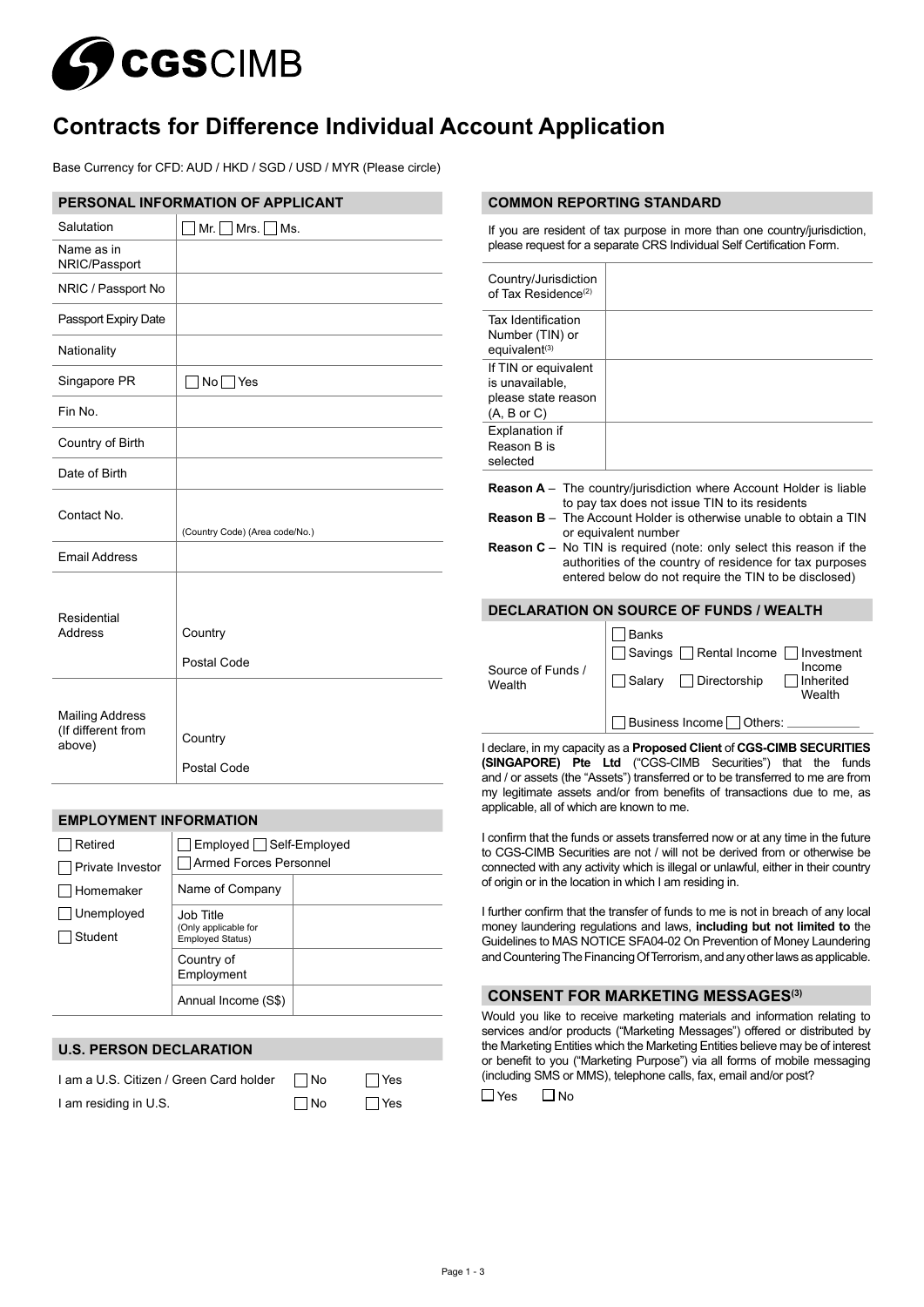CGSCIMB

# Contracts for Difference Individual Account Application

Base Currency for CFD: AUD / HKD / SGD / USD / MYR (Please circle)

## PERSONAL INFORMATION OF APPLICANT

| Field | |
|---|---|
| Salutation | ☐ Mr. ☐ Mrs. ☐ Ms. |
| Name as in NRIC/Passport | |
| NRIC / Passport No | |
| Passport Expiry Date | |
| Nationality | |
| Singapore PR | ☐ No ☐ Yes |
| Fin No. | |
| Country of Birth | |
| Date of Birth | |
| Contact No. | (Country Code) (Area code/No.) |
| Email Address | |
| Residential Address | Country<br>Postal Code |
| Mailing Address (If different from above) | Country<br>Postal Code |

## EMPLOYMENT INFORMATION

| | | |
|---|---|---|
| ☐ Retired<br>☐ Private Investor<br>☐ Homemaker<br>☐ Unemployed<br>☐ Student | ☐ Employed ☐ Self-Employed<br>☐ Armed Forces Personnel | |
| | Name of Company | |
| | Job Title (Only applicable for Employed Status) | |
| | Country of Employment | |
| | Annual Income (S$) | |

## U.S. PERSON DECLARATION

| | | |
|---|---|---|
| I am a U.S. Citizen / Green Card holder | ☐ No | ☐ Yes |
| I am residing in U.S. | ☐ No | ☐ Yes |

## COMMON REPORTING STANDARD

If you are resident of tax purpose in more than one country/jurisdiction, please request for a separate CRS Individual Self Certification Form.

| Field | |
|---|---|
| Country/Jurisdiction of Tax Residence[2] | |
| Tax Identification Number (TIN) or equivalent[3] | |
| If TIN or equivalent is unavailable, please state reason (A, B or C) | |
| Explanation if Reason B is selected | |

**Reason A** – The country/jurisdiction where Account Holder is liable to pay tax does not issue TIN to its residents

**Reason B** – The Account Holder is otherwise unable to obtain a TIN or equivalent number

**Reason C** – No TIN is required (note: only select this reason if the authorities of the country of residence for tax purposes entered below do not require the TIN to be disclosed)

## DECLARATION ON SOURCE OF FUNDS / WEALTH

| | |
|---|---|
| Source of Funds / Wealth | ☐ Banks<br>☐ Savings ☐ Rental Income ☐ Investment Income<br>☐ Salary ☐ Directorship ☐ Inherited Wealth<br>☐ Business Income ☐ Others: ___________ |

I declare, in my capacity as a **Proposed Client** of **CGS-CIMB SECURITIES (SINGAPORE) Pte Ltd** ("CGS-CIMB Securities") that the funds and / or assets (the "Assets") transferred or to be transferred to me are from my legitimate assets and/or from benefits of transactions due to me, as applicable, all of which are known to me.

I confirm that the funds or assets transferred now or at any time in the future to CGS-CIMB Securities are not / will not be derived from or otherwise be connected with any activity which is illegal or unlawful, either in their country of origin or in the location in which I am residing in.

I further confirm that the transfer of funds to me is not in breach of any local money laundering regulations and laws, **including but not limited to** the Guidelines to MAS NOTICE SFA04-02 On Prevention of Money Laundering and Countering The Financing Of Terrorism, and any other laws as applicable.

## CONSENT FOR MARKETING MESSAGES[3]

Would you like to receive marketing materials and information relating to services and/or products ("Marketing Messages") offered or distributed by the Marketing Entities which the Marketing Entities believe may be of interest or benefit to you ("Marketing Purpose") via all forms of mobile messaging (including SMS or MMS), telephone calls, fax, email and/or post?

☐ Yes ☐ No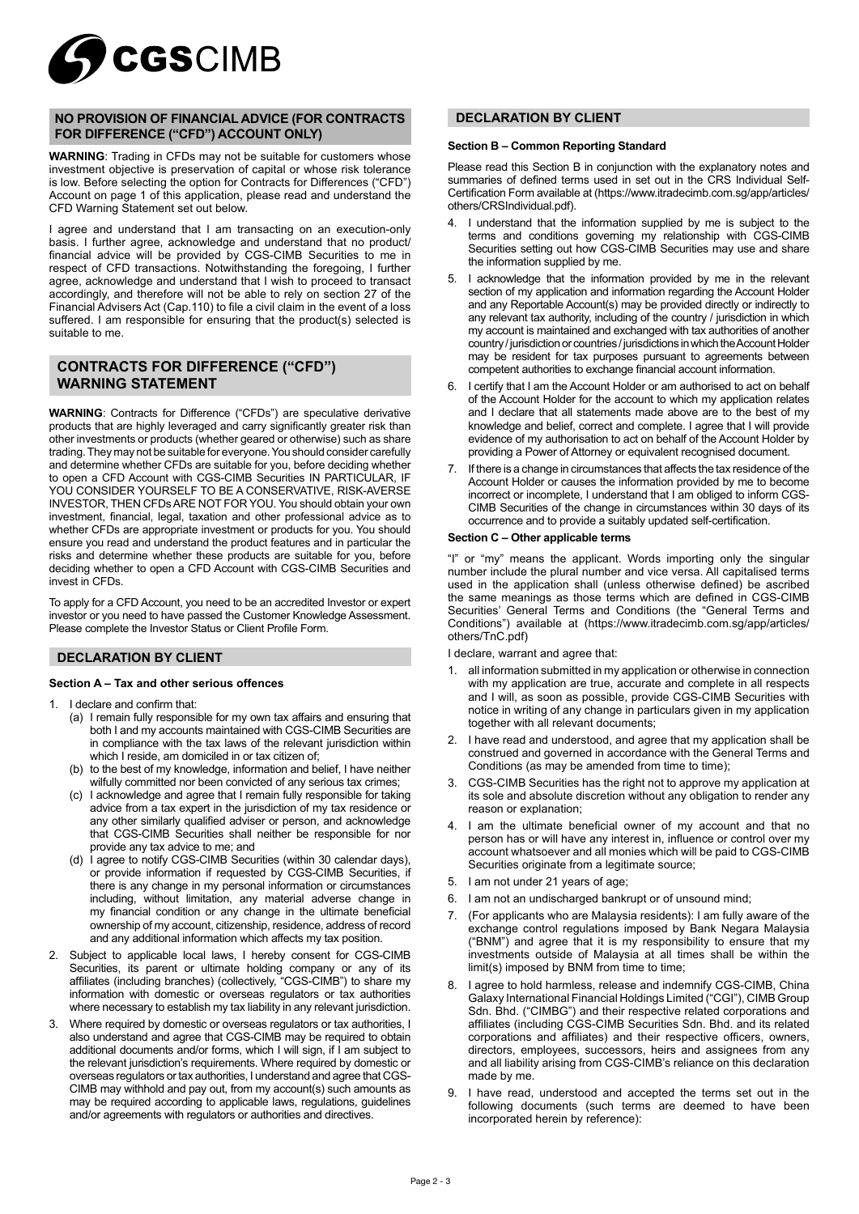## NO PROVISION OF FINANCIAL ADVICE (FOR CONTRACTS FOR DIFFERENCE ("CFD") ACCOUNT ONLY)

**WARNING**: Trading in CFDs may not be suitable for customers whose investment objective is preservation of capital or whose risk tolerance is low. Before selecting the option for Contracts for Differences ("CFD") Account on page 1 of this application, please read and understand the CFD Warning Statement set out below.

I agree and understand that I am transacting on an execution-only basis. I further agree, acknowledge and understand that no product/financial advice will be provided by CGS-CIMB Securities to me in respect of CFD transactions. Notwithstanding the foregoing, I further agree, acknowledge and understand that I wish to proceed to transact accordingly, and therefore will not be able to rely on section 27 of the Financial Advisers Act (Cap.110) to file a civil claim in the event of a loss suffered. I am responsible for ensuring that the product(s) selected is suitable to me.

## CONTRACTS FOR DIFFERENCE ("CFD") WARNING STATEMENT

**WARNING**: Contracts for Difference ("CFDs") are speculative derivative products that are highly leveraged and carry significantly greater risk than other investments or products (whether geared or otherwise) such as share trading. They may not be suitable for everyone. You should consider carefully and determine whether CFDs are suitable for you, before deciding whether to open a CFD Account with CGS-CIMB Securities IN PARTICULAR, IF YOU CONSIDER YOURSELF TO BE A CONSERVATIVE, RISK-AVERSE INVESTOR, THEN CFDs ARE NOT FOR YOU. You should obtain your own investment, financial, legal, taxation and other professional advice as to whether CFDs are appropriate investment or products for you. You should ensure you read and understand the product features and in particular the risks and determine whether these products are suitable for you, before deciding whether to open a CFD Account with CGS-CIMB Securities and invest in CFDs.

To apply for a CFD Account, you need to be an accredited Investor or expert investor or you need to have passed the Customer Knowledge Assessment. Please complete the Investor Status or Client Profile Form.

## DECLARATION BY CLIENT

### Section A – Tax and other serious offences

1. I declare and confirm that:
   (a) I remain fully responsible for my own tax affairs and ensuring that both I and my accounts maintained with CGS-CIMB Securities are in compliance with the tax laws of the relevant jurisdiction within which I reside, am domiciled in or tax citizen of;
   (b) to the best of my knowledge, information and belief, I have neither wilfully committed nor been convicted of any serious tax crimes;
   (c) I acknowledge and agree that I remain fully responsible for taking advice from a tax expert in the jurisdiction of my tax residence or any other similarly qualified adviser or person, and acknowledge that CGS-CIMB Securities shall neither be responsible for nor provide any tax advice to me; and
   (d) I agree to notify CGS-CIMB Securities (within 30 calendar days), or provide information if requested by CGS-CIMB Securities, if there is any change in my personal information or circumstances including, without limitation, any material adverse change in my financial condition or any change in the ultimate beneficial ownership of my account, citizenship, residence, address of record and any additional information which affects my tax position.
2. Subject to applicable local laws, I hereby consent for CGS-CIMB Securities, its parent or ultimate holding company or any of its affiliates (including branches) (collectively, "CGS-CIMB") to share my information with domestic or overseas regulators or tax authorities where necessary to establish my tax liability in any relevant jurisdiction.
3. Where required by domestic or overseas regulators or tax authorities, I also understand and agree that CGS-CIMB may be required to obtain additional documents and/or forms, which I will sign, if I am subject to the relevant jurisdiction's requirements. Where required by domestic or overseas regulators or tax authorities, I understand and agree that CGS-CIMB may withhold and pay out, from my account(s) such amounts as may be required according to applicable laws, regulations, guidelines and/or agreements with regulators or authorities and directives.

## DECLARATION BY CLIENT

### Section B – Common Reporting Standard

Please read this Section B in conjunction with the explanatory notes and summaries of defined terms used in set out in the CRS Individual Self-Certification Form available at (https://www.itradecimb.com.sg/app/articles/others/CRSIndividual.pdf).

4. I understand that the information supplied by me is subject to the terms and conditions governing my relationship with CGS-CIMB Securities setting out how CGS-CIMB Securities may use and share the information supplied by me.
5. I acknowledge that the information provided by me in the relevant section of my application and information regarding the Account Holder and any Reportable Account(s) may be provided directly or indirectly to any relevant tax authority, including of the country / jurisdiction in which my account is maintained and exchanged with tax authorities of another country / jurisdiction or countries / jurisdictions in which the Account Holder may be resident for tax purposes pursuant to agreements between competent authorities to exchange financial account information.
6. I certify that I am the Account Holder or am authorised to act on behalf of the Account Holder for the account to which my application relates and I declare that all statements made above are to the best of my knowledge and belief, correct and complete. I agree that I will provide evidence of my authorisation to act on behalf of the Account Holder by providing a Power of Attorney or equivalent recognised document.
7. If there is a change in circumstances that affects the tax residence of the Account Holder or causes the information provided by me to become incorrect or incomplete, I understand that I am obliged to inform CGS-CIMB Securities of the change in circumstances within 30 days of its occurrence and to provide a suitably updated self-certification.

### Section C – Other applicable terms

"I" or "my" means the applicant. Words importing only the singular number include the plural number and vice versa. All capitalised terms used in the application shall (unless otherwise defined) be ascribed the same meanings as those terms which are defined in CGS-CIMB Securities' General Terms and Conditions (the "General Terms and Conditions") available at (https://www.itradecimb.com.sg/app/articles/others/TnC.pdf)

I declare, warrant and agree that:

1. all information submitted in my application or otherwise in connection with my application are true, accurate and complete in all respects and I will, as soon as possible, provide CGS-CIMB Securities with notice in writing of any change in particulars given in my application together with all relevant documents;
2. I have read and understood, and agree that my application shall be construed and governed in accordance with the General Terms and Conditions (as may be amended from time to time);
3. CGS-CIMB Securities has the right not to approve my application at its sole and absolute discretion without any obligation to render any reason or explanation;
4. I am the ultimate beneficial owner of my account and that no person has or will have any interest in, influence or control over my account whatsoever and all monies which will be paid to CGS-CIMB Securities originate from a legitimate source;
5. I am not under 21 years of age;
6. I am not an undischarged bankrupt or of unsound mind;
7. (For applicants who are Malaysia residents): I am fully aware of the exchange control regulations imposed by Bank Negara Malaysia ("BNM") and agree that it is my responsibility to ensure that my investments outside of Malaysia at all times shall be within the limit(s) imposed by BNM from time to time;
8. I agree to hold harmless, release and indemnify CGS-CIMB, China Galaxy International Financial Holdings Limited ("CGI"), CIMB Group Sdn. Bhd. ("CIMBG") and their respective related corporations and affiliates (including CGS-CIMB Securities Sdn. Bhd. and its related corporations and affiliates) and their respective officers, owners, directors, employees, successors, heirs and assignees from any and all liability arising from CGS-CIMB's reliance on this declaration made by me.
9. I have read, understood and accepted the terms set out in the following documents (such terms are deemed to have been incorporated herein by reference):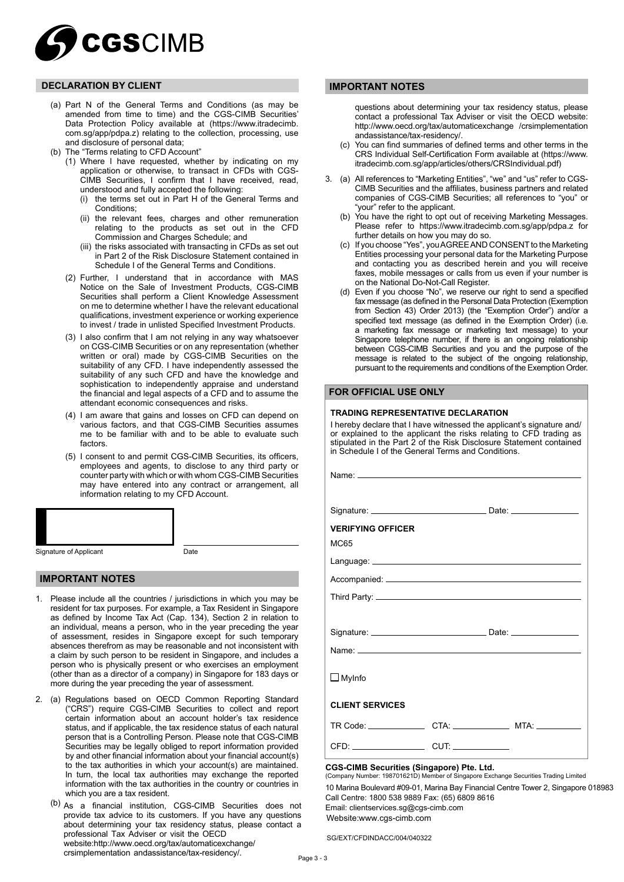## DECLARATION BY CLIENT

(a) Part N of the General Terms and Conditions (as may be amended from time to time) and the CGS-CIMB Securities' Data Protection Policy available at (https://www.itradecimb.com.sg/app/pdpa.z) relating to the collection, processing, use and disclosure of personal data;

(b) The "Terms relating to CFD Account"

(1) Where I have requested, whether by indicating on my application or otherwise, to transact in CFDs with CGS-CIMB Securities, I confirm that I have received, read, understood and fully accepted the following:

(i) the terms set out in Part H of the General Terms and Conditions;

(ii) the relevant fees, charges and other remuneration relating to the products as set out in the CFD Commission and Charges Schedule; and

(iii) the risks associated with transacting in CFDs as set out in Part 2 of the Risk Disclosure Statement contained in Schedule I of the General Terms and Conditions.

(2) Further, I understand that in accordance with MAS Notice on the Sale of Investment Products, CGS-CIMB Securities shall perform a Client Knowledge Assessment on me to determine whether I have the relevant educational qualifications, investment experience or working experience to invest / trade in unlisted Specified Investment Products.

(3) I also confirm that I am not relying in any way whatsoever on CGS-CIMB Securities or on any representation (whether written or oral) made by CGS-CIMB Securities on the suitability of any CFD. I have independently assessed the suitability of any such CFD and have the knowledge and sophistication to independently appraise and understand the financial and legal aspects of a CFD and to assume the attendant economic consequences and risks.

(4) I am aware that gains and losses on CFD can depend on various factors, and that CGS-CIMB Securities assumes me to be familiar with and to be able to evaluate such factors.

(5) I consent to and permit CGS-CIMB Securities, its officers, employees and agents, to disclose to any third party or counter party with which or with whom CGS-CIMB Securities may have entered into any contract or arrangement, all information relating to my CFD Account.

Signature of Applicant

Date

## IMPORTANT NOTES

1. Please include all the countries / jurisdictions in which you may be resident for tax purposes. For example, a Tax Resident in Singapore as defined by Income Tax Act (Cap. 134), Section 2 in relation to an individual, means a person, who in the year preceding the year of assessment, resides in Singapore except for such temporary absences therefrom as may be reasonable and not inconsistent with a claim by such person to be resident in Singapore, and includes a person who is physically present or who exercises an employment (other than as a director of a company) in Singapore for 183 days or more during the year preceding the year of assessment.

2. (a) Regulations based on OECD Common Reporting Standard ("CRS") require CGS-CIMB Securities to collect and report certain information about an account holder's tax residence status, and if applicable, the tax residence status of each natural person that is a Controlling Person. Please note that CGS-CIMB Securities may be legally obliged to report information provided by and other financial information about your financial account(s) to the tax authorities in which your account(s) are maintained. In turn, the local tax authorities may exchange the reported information with the tax authorities in the country or countries in which you are a tax resident.

(b) As a financial institution, CGS-CIMB Securities does not provide tax advice to its customers. If you have any questions about determining your tax residency status, please contact a professional Tax Adviser or visit the OECD website:http://www.oecd.org/tax/automaticexchange/crsimplementation andassistance/tax-residency/.

## IMPORTANT NOTES

questions about determining your tax residency status, please contact a professional Tax Adviser or visit the OECD website: http://www.oecd.org/tax/automaticexchange /crsimplementation andassistance/tax-residency/.

(c) You can find summaries of defined terms and other terms in the CRS Individual Self-Certification Form available at (https://www.itradecimb.com.sg/app/articles/others/CRSIndividual.pdf)

3. (a) All references to "Marketing Entities", "we" and "us" refer to CGS-CIMB Securities and the affiliates, business partners and related companies of CGS-CIMB Securities; all references to "you" or "your" refer to the applicant.

(b) You have the right to opt out of receiving Marketing Messages. Please refer to https://www.itradecimb.com.sg/app/pdpa.z for further details on how you may do so.

(c) If you choose "Yes", you AGREE AND CONSENT to the Marketing Entities processing your personal data for the Marketing Purpose and contacting you as described herein and you will receive faxes, mobile messages or calls from us even if your number is on the National Do-Not-Call Register.

(d) Even if you choose "No", we reserve our right to send a specified fax message (as defined in the Personal Data Protection (Exemption from Section 43) Order 2013) (the "Exemption Order") and/or a specified text message (as defined in the Exemption Order) (i.e. a marketing fax message or marketing text message) to your Singapore telephone number, if there is an ongoing relationship between CGS-CIMB Securities and you and the purpose of the message is related to the subject of the ongoing relationship, pursuant to the requirements and conditions of the Exemption Order.

## FOR OFFICIAL USE ONLY

### TRADING REPRESENTATIVE DECLARATION

I hereby declare that I have witnessed the applicant's signature and/or explained to the applicant the risks relating to CFD trading as stipulated in the Part 2 of the Risk Disclosure Statement contained in Schedule I of the General Terms and Conditions.

Name: ____________________

Signature: ____________________ Date: ____________________

### VERIFYING OFFICER

MC65

Language: ____________________

Accompanied: ____________________

Third Party: ____________________

Signature: ____________________ Date: ____________________

Name: ____________________

☐ MyInfo

### CLIENT SERVICES

TR Code: __________ CTA: __________ MTA: __________

CFD: __________ CUT: __________

**CGS-CIMB Securities (Singapore) Pte. Ltd.**
(Company Number: 198701621D) Member of Singapore Exchange Securities Trading Limited
10 Marina Boulevard #09-01, Marina Bay Financial Centre Tower 2, Singapore 018983
Call Centre: 1800 538 9889 Fax: (65) 6809 8616
Email: clientservices.sg@cgs-cimb.com
Website:www.cgs-cimb.com

SG/EXT/CFDINDACC/004/040322